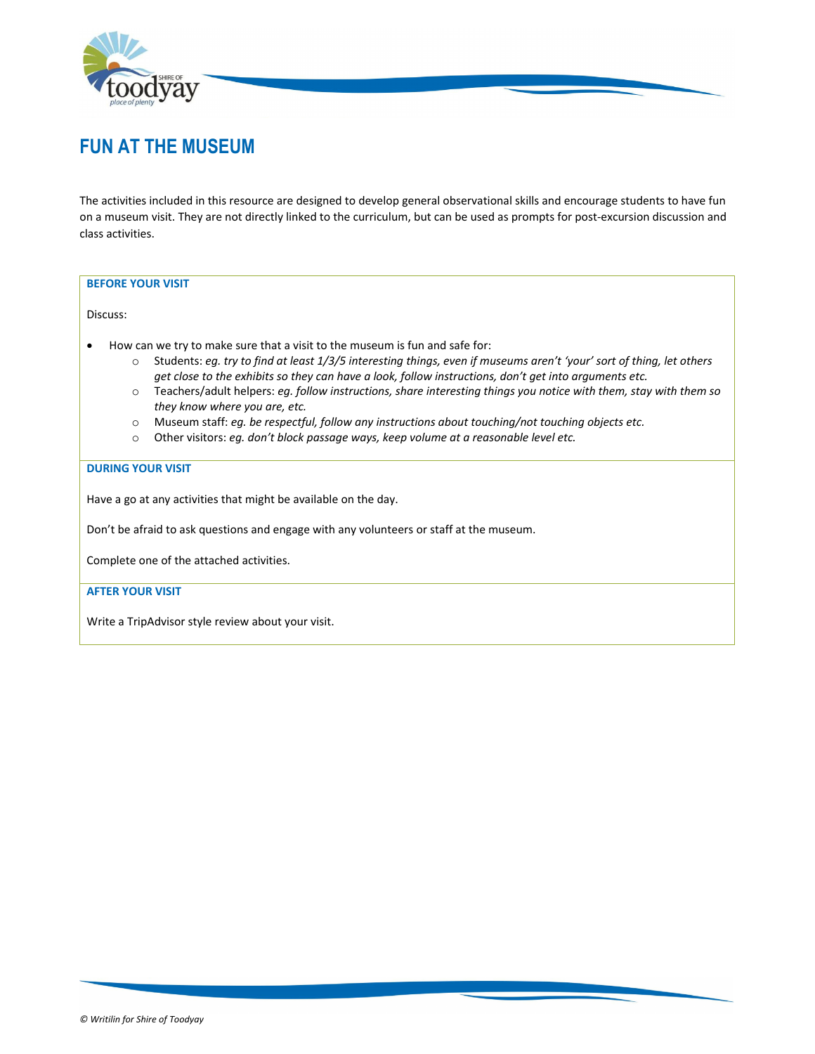# FUN AT THE MUSEUM

The activities included in this resource are designed to develop general observational skills and encourage students to have fun on a museum visit. They are not directly linked to the curriculum, but can be used as prompts for post-excursion discussion and class activities.

## BEFORE YOUR VISIT

Discuss:

- How can we try to make sure that a visit to the museum is fun and safe for:
  - Students: *eg. try to find at least 1/3/5 interesting things, even if museums aren't 'your' sort of thing, let others get close to the exhibits so they can have a look, follow instructions, don't get into arguments etc.*
  - Teachers/adult helpers: *eg. follow instructions, share interesting things you notice with them, stay with them so they know where you are, etc.*
  - Museum staff: *eg. be respectful, follow any instructions about touching/not touching objects etc.*
  - Other visitors: *eg. don't block passage ways, keep volume at a reasonable level etc.*

## DURING YOUR VISIT

Have a go at any activities that might be available on the day.

Don't be afraid to ask questions and engage with any volunteers or staff at the museum.

Complete one of the attached activities.

## AFTER YOUR VISIT

Write a TripAdvisor style review about your visit.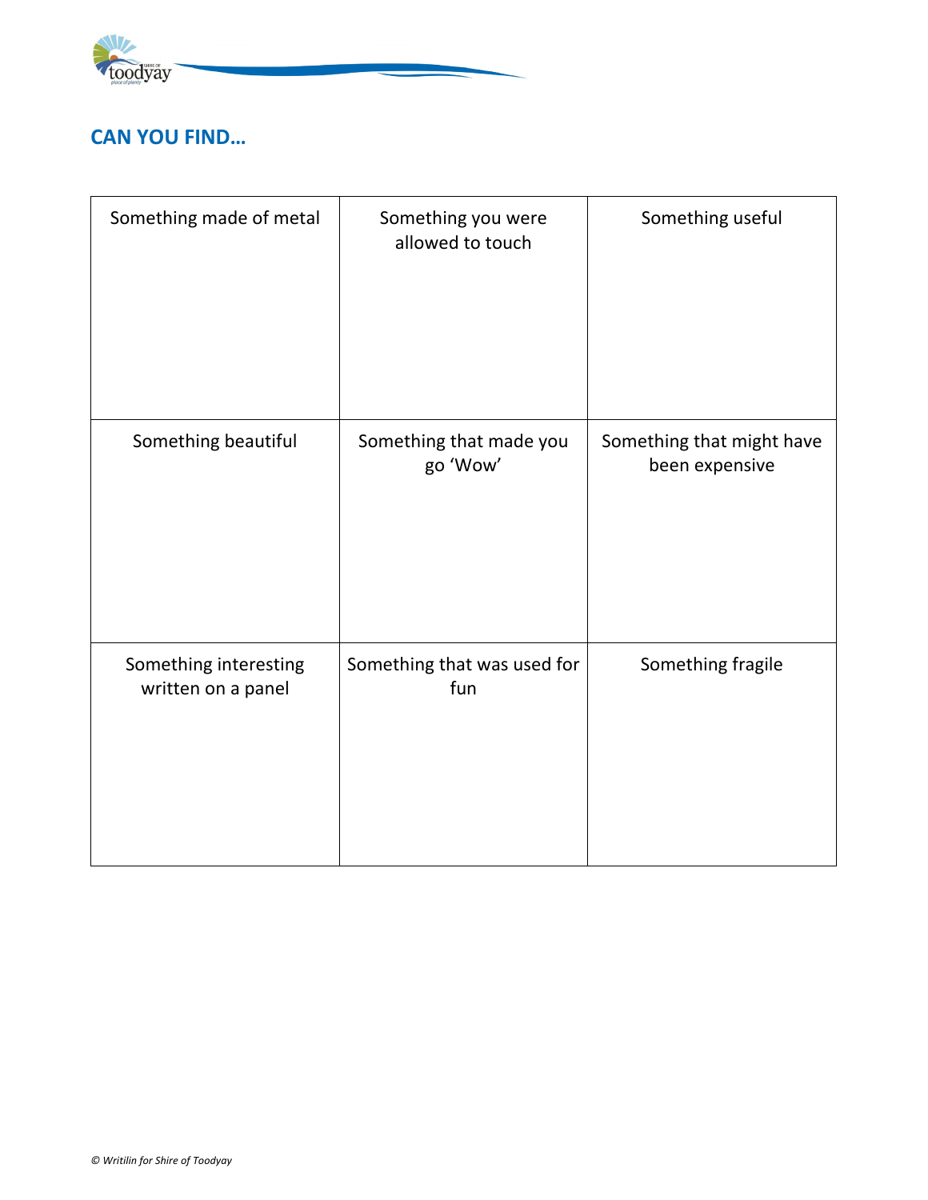## CAN YOU FIND…

| Something made of metal | Something you were allowed to touch | Something useful |
| --- | --- | --- |
| Something beautiful | Something that made you go ‘Wow’ | Something that might have been expensive |
| Something interesting written on a panel | Something that was used for fun | Something fragile |

*© Writilin for Shire of Toodyay*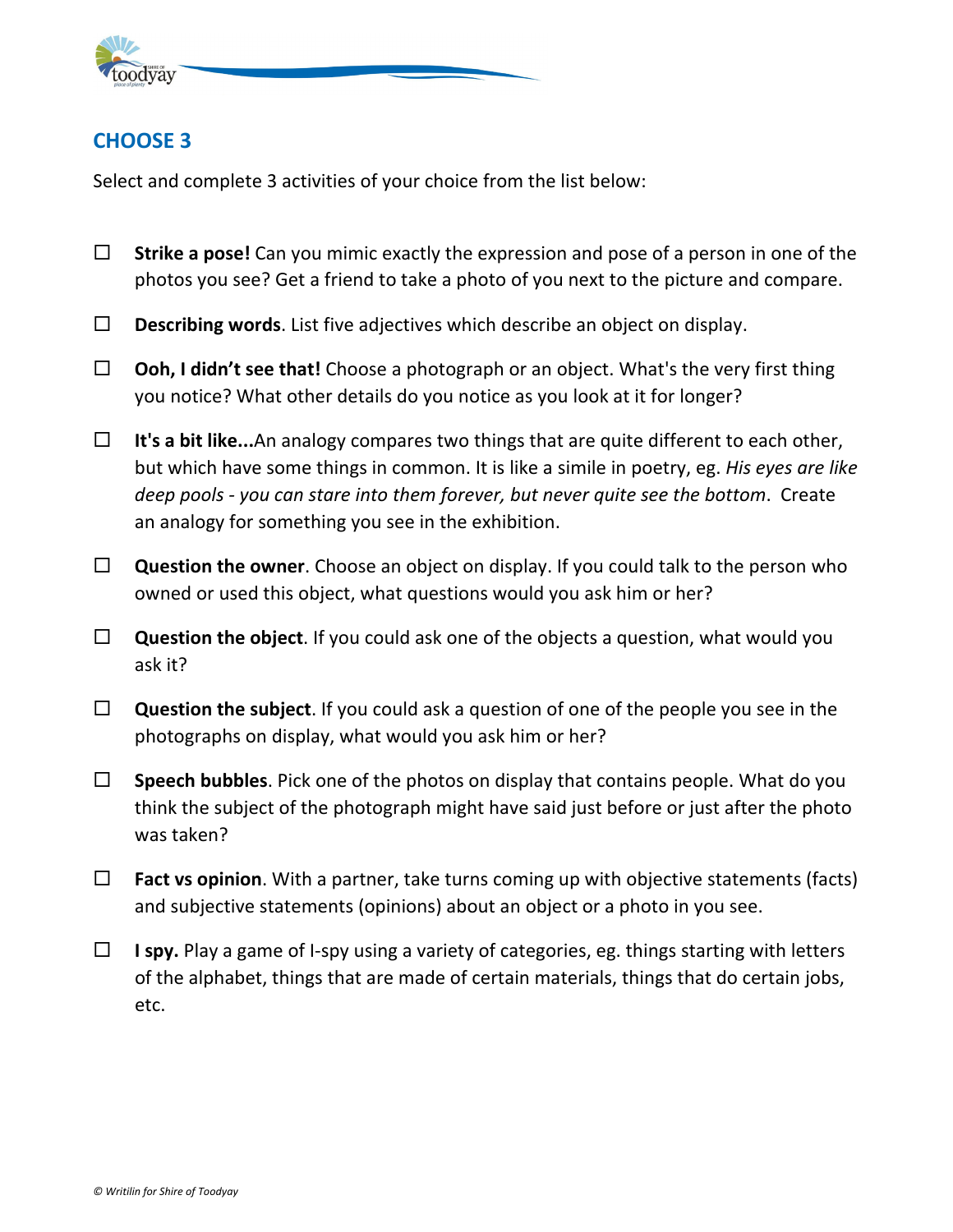## CHOOSE 3

Select and complete 3 activities of your choice from the list below:

- ☐ **Strike a pose!** Can you mimic exactly the expression and pose of a person in one of the photos you see? Get a friend to take a photo of you next to the picture and compare.
- ☐ **Describing words**. List five adjectives which describe an object on display.
- ☐ **Ooh, I didn't see that!** Choose a photograph or an object. What's the very first thing you notice? What other details do you notice as you look at it for longer?
- ☐ **It's a bit like...**An analogy compares two things that are quite different to each other, but which have some things in common. It is like a simile in poetry, eg. *His eyes are like deep pools - you can stare into them forever, but never quite see the bottom*. Create an analogy for something you see in the exhibition.
- ☐ **Question the owner**. Choose an object on display. If you could talk to the person who owned or used this object, what questions would you ask him or her?
- ☐ **Question the object**. If you could ask one of the objects a question, what would you ask it?
- ☐ **Question the subject**. If you could ask a question of one of the people you see in the photographs on display, what would you ask him or her?
- ☐ **Speech bubbles**. Pick one of the photos on display that contains people. What do you think the subject of the photograph might have said just before or just after the photo was taken?
- ☐ **Fact vs opinion**. With a partner, take turns coming up with objective statements (facts) and subjective statements (opinions) about an object or a photo in you see.
- ☐ **I spy.** Play a game of I-spy using a variety of categories, eg. things starting with letters of the alphabet, things that are made of certain materials, things that do certain jobs, etc.

*© Writilin for Shire of Toodyay*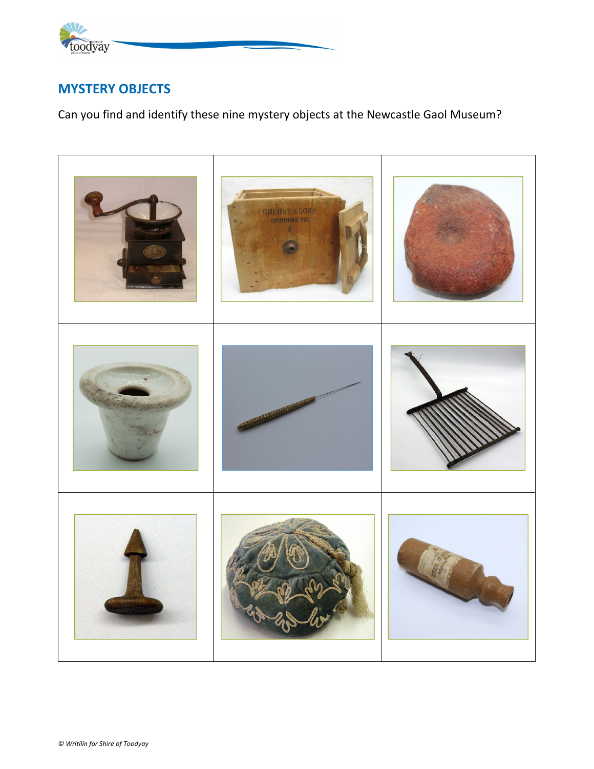## MYSTERY OBJECTS

Can you find and identify these nine mystery objects at the Newcastle Gaol Museum?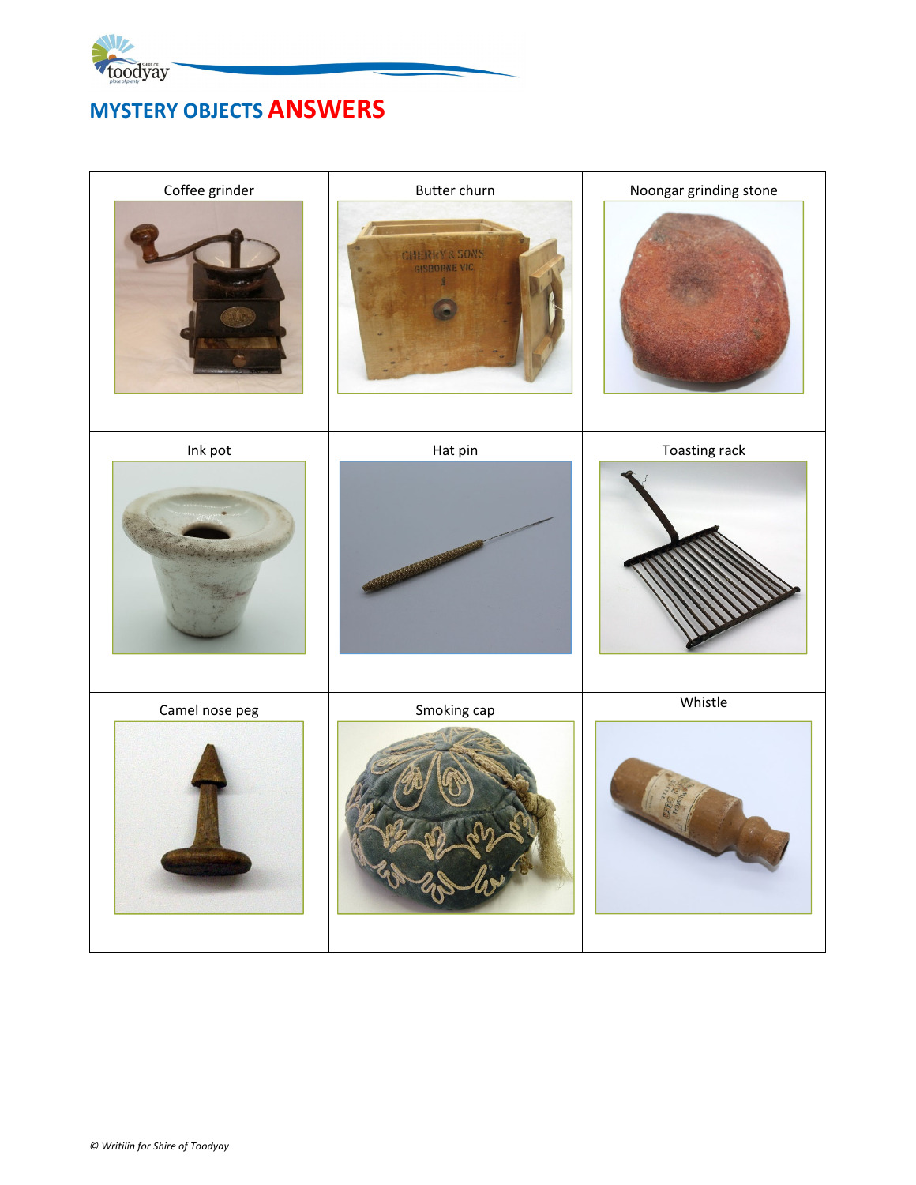# MYSTERY OBJECTS ANSWERS

| | | |
|---|---|---|
| Coffee grinder | Butter churn | Noongar grinding stone |
| Ink pot | Hat pin | Toasting rack |
| Camel nose peg | Smoking cap | Whistle |

*© Writilin for Shire of Toodyay*